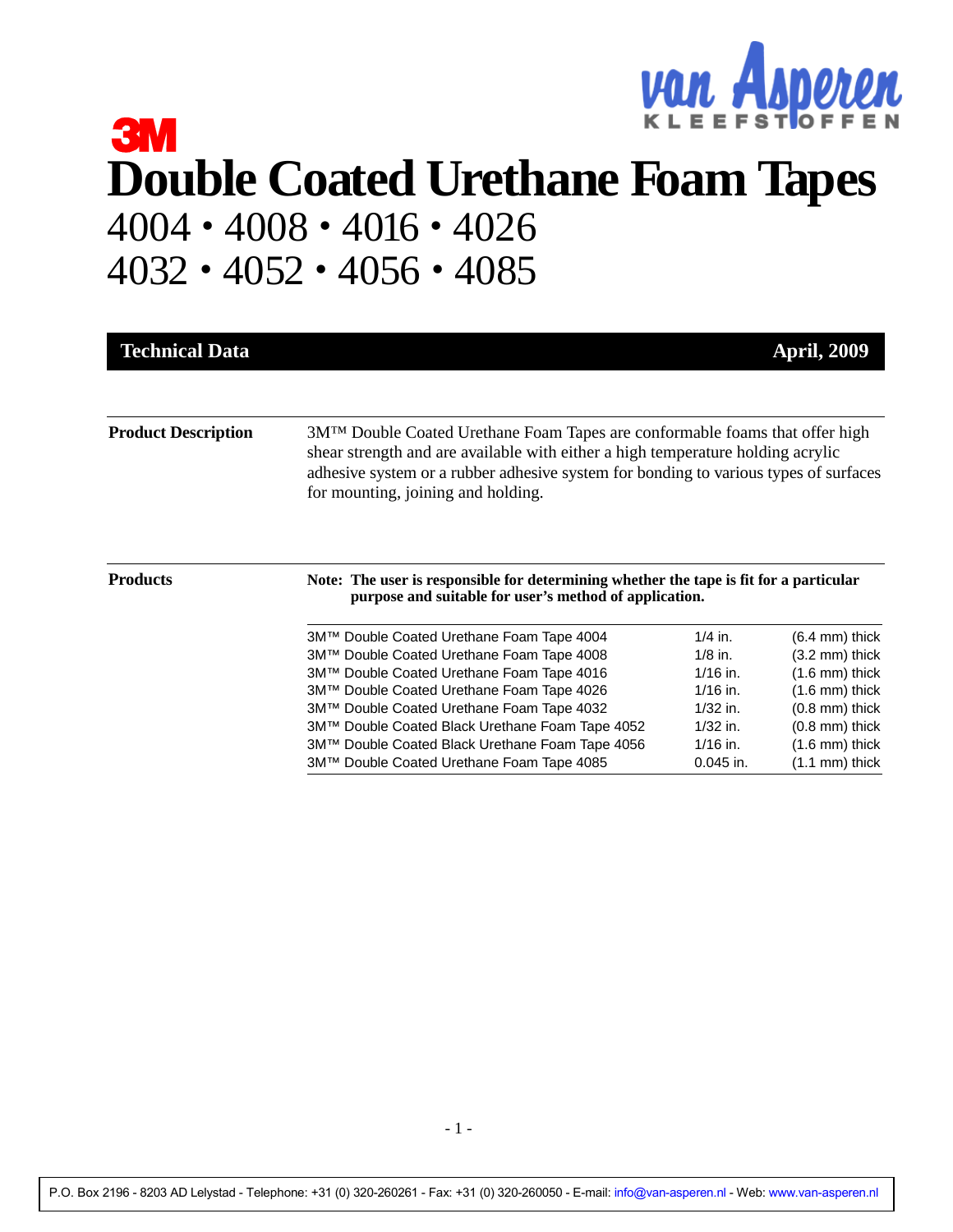3M

# Double Coated Urethane Foam Tapes

## 4004 • 4008 • 4016 • 4026
## 4032 • 4052 • 4056 • 4085

**Technical Data** — **April, 2009**

---

**Product Description**

3M™ Double Coated Urethane Foam Tapes are conformable foams that offer high shear strength and are available with either a high temperature holding acrylic adhesive system or a rubber adhesive system for bonding to various types of surfaces for mounting, joining and holding.

---

**Products**

**Note: The user is responsible for determining whether the tape is fit for a particular purpose and suitable for user's method of application.**

| Product | Thickness (in.) | Thickness (mm) |
|---|---|---|
| 3M™ Double Coated Urethane Foam Tape 4004 | 1/4 in. | (6.4 mm) thick |
| 3M™ Double Coated Urethane Foam Tape 4008 | 1/8 in. | (3.2 mm) thick |
| 3M™ Double Coated Urethane Foam Tape 4016 | 1/16 in. | (1.6 mm) thick |
| 3M™ Double Coated Urethane Foam Tape 4026 | 1/16 in. | (1.6 mm) thick |
| 3M™ Double Coated Urethane Foam Tape 4032 | 1/32 in. | (0.8 mm) thick |
| 3M™ Double Coated Black Urethane Foam Tape 4052 | 1/32 in. | (0.8 mm) thick |
| 3M™ Double Coated Black Urethane Foam Tape 4056 | 1/16 in. | (1.6 mm) thick |
| 3M™ Double Coated Urethane Foam Tape 4085 | 0.045 in. | (1.1 mm) thick |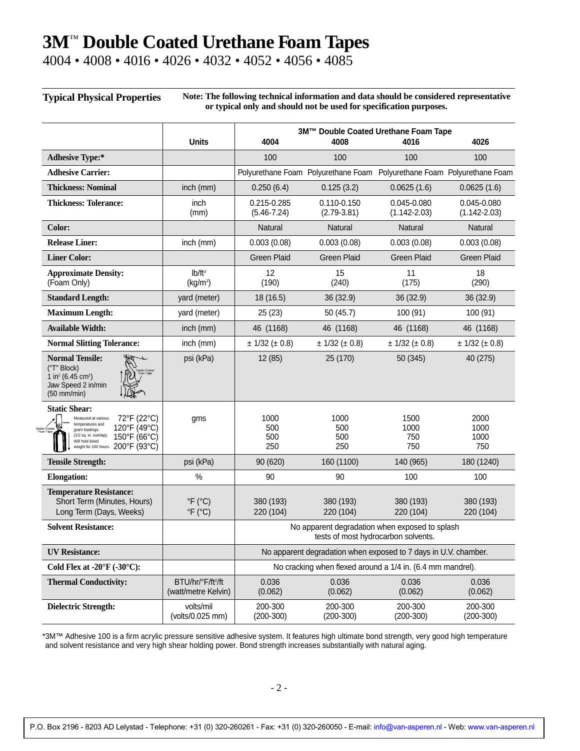# 3M™ Double Coated Urethane Foam Tapes

4004 • 4008 • 4016 • 4026 • 4032 • 4052 • 4056 • 4085

## Typical Physical Properties

**Note: The following technical information and data should be considered representative or typical only and should not be used for specification purposes.**

| | Units | 3M™ Double Coated Urethane Foam Tape 4004 | 4008 | 4016 | 4026 |
|---|---|---|---|---|---|
| **Adhesive Type:*** | | 100 | 100 | 100 | 100 |
| **Adhesive Carrier:** | | Polyurethane Foam | Polyurethane Foam | Polyurethane Foam | Polyurethane Foam |
| **Thickness: Nominal** | inch (mm) | 0.250 (6.4) | 0.125 (3.2) | 0.0625 (1.6) | 0.0625 (1.6) |
| **Thickness: Tolerance:** | inch (mm) | 0.215-0.285 (5.46-7.24) | 0.110-0.150 (2.79-3.81) | 0.045-0.080 (1.142-2.03) | 0.045-0.080 (1.142-2.03) |
| **Color:** | | Natural | Natural | Natural | Natural |
| **Release Liner:** | inch (mm) | 0.003 (0.08) | 0.003 (0.08) | 0.003 (0.08) | 0.003 (0.08) |
| **Liner Color:** | | Green Plaid | Green Plaid | Green Plaid | Green Plaid |
| **Approximate Density:** (Foam Only) | lb/ft³ (kg/m³) | 12 (190) | 15 (240) | 11 (175) | 18 (290) |
| **Standard Length:** | yard (meter) | 18 (16.5) | 36 (32.9) | 36 (32.9) | 36 (32.9) |
| **Maximum Length:** | yard (meter) | 25 (23) | 50 (45.7) | 100 (91) | 100 (91) |
| **Available Width:** | inch (mm) | 46 (1168) | 46 (1168) | 46 (1168) | 46 (1168) |
| **Normal Slitting Tolerance:** | inch (mm) | ± 1/32 (± 0.8) | ± 1/32 (± 0.8) | ± 1/32 (± 0.8) | ± 1/32 (± 0.8) |
| **Normal Tensile:** ("T" Block) 1 in² (6.45 cm²) Jaw Speed 2 in/min (50 mm/min) | psi (kPa) | 12 (85) | 25 (170) | 50 (345) | 40 (275) |
| **Static Shear:** Measured at various temperatures and gram loadings. (1/2 sq. in. overlap). Will hold listed weight for 100 hours. 72°F (22°C) / 120°F (49°C) / 150°F (66°C) / 200°F (93°C) | gms | 1000 / 500 / 500 / 250 | 1000 / 500 / 500 / 250 | 1500 / 1000 / 750 / 750 | 2000 / 1000 / 1000 / 750 |
| **Tensile Strength:** | psi (kPa) | 90 (620) | 160 (1100) | 140 (965) | 180 (1240) |
| **Elongation:** | % | 90 | 90 | 100 | 100 |
| **Temperature Resistance:** Short Term (Minutes, Hours) / Long Term (Days, Weeks) | °F (°C) / °F (°C) | 380 (193) / 220 (104) | 380 (193) / 220 (104) | 380 (193) / 220 (104) | 380 (193) / 220 (104) |
| **Solvent Resistance:** | | No apparent degradation when exposed to splash tests of most hydrocarbon solvents. | | | |
| **UV Resistance:** | | No apparent degradation when exposed to 7 days in U.V. chamber. | | | |
| **Cold Flex at -20°F (-30°C):** | | No cracking when flexed around a 1/4 in. (6.4 mm mandrel). | | | |
| **Thermal Conductivity:** | BTU/hr/°F/ft²/ft (watt/metre Kelvin) | 0.036 (0.062) | 0.036 (0.062) | 0.036 (0.062) | 0.036 (0.062) |
| **Dielectric Strength:** | volts/mil (volts/0.025 mm) | 200-300 (200-300) | 200-300 (200-300) | 200-300 (200-300) | 200-300 (200-300) |

*3M™ Adhesive 100 is a firm acrylic pressure sensitive adhesive system. It features high ultimate bond strength, very good high temperature and solvent resistance and very high shear holding power. Bond strength increases substantially with natural aging.

P.O. Box 2196 - 8203 AD Lelystad - Telephone: +31 (0) 320-260261 - Fax: +31 (0) 320-260050 - E-mail: info@van-asperen.nl - Web: www.van-asperen.nl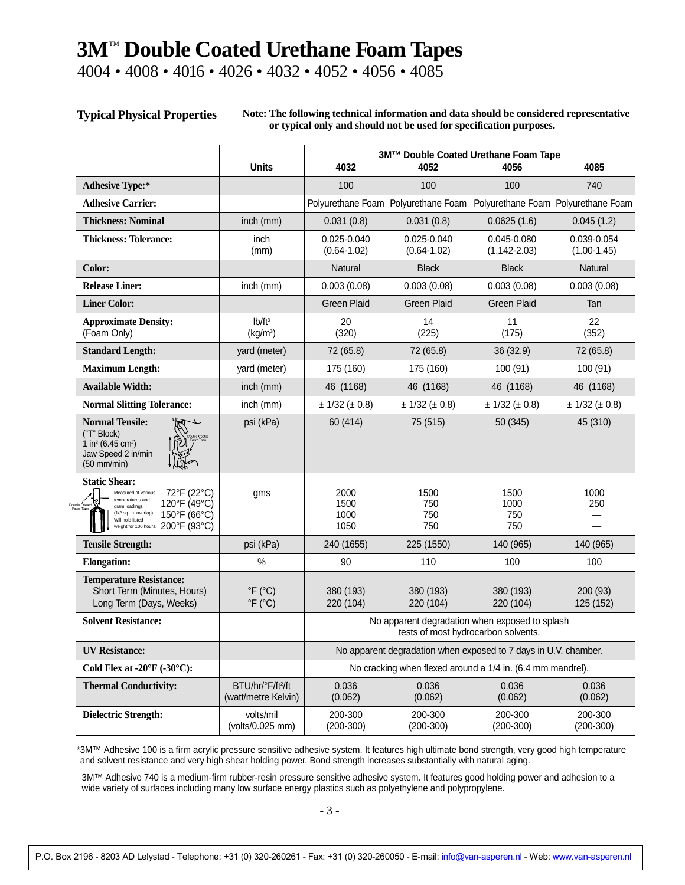# 3M™ Double Coated Urethane Foam Tapes

4004 • 4008 • 4016 • 4026 • 4032 • 4052 • 4056 • 4085

## Typical Physical Properties

**Note: The following technical information and data should be considered representative or typical only and should not be used for specification purposes.**

| | Units | 3M™ Double Coated Urethane Foam Tape 4032 | 4052 | 4056 | 4085 |
|---|---|---|---|---|---|
| **Adhesive Type:*** | | 100 | 100 | 100 | 740 |
| **Adhesive Carrier:** | | Polyurethane Foam | Polyurethane Foam | Polyurethane Foam | Polyurethane Foam |
| **Thickness: Nominal** | inch (mm) | 0.031 (0.8) | 0.031 (0.8) | 0.0625 (1.6) | 0.045 (1.2) |
| **Thickness: Tolerance:** | inch (mm) | 0.025-0.040 (0.64-1.02) | 0.025-0.040 (0.64-1.02) | 0.045-0.080 (1.142-2.03) | 0.039-0.054 (1.00-1.45) |
| **Color:** | | Natural | Black | Black | Natural |
| **Release Liner:** | inch (mm) | 0.003 (0.08) | 0.003 (0.08) | 0.003 (0.08) | 0.003 (0.08) |
| **Liner Color:** | | Green Plaid | Green Plaid | Green Plaid | Tan |
| **Approximate Density:** (Foam Only) | lb/ft³ (kg/m³) | 20 (320) | 14 (225) | 11 (175) | 22 (352) |
| **Standard Length:** | yard (meter) | 72 (65.8) | 72 (65.8) | 36 (32.9) | 72 (65.8) |
| **Maximum Length:** | yard (meter) | 175 (160) | 175 (160) | 100 (91) | 100 (91) |
| **Available Width:** | inch (mm) | 46 (1168) | 46 (1168) | 46 (1168) | 46 (1168) |
| **Normal Slitting Tolerance:** | inch (mm) | ± 1/32 (± 0.8) | ± 1/32 (± 0.8) | ± 1/32 (± 0.8) | ± 1/32 (± 0.8) |
| **Normal Tensile:** ("T" Block) 1 in² (6.45 cm²) Jaw Speed 2 in/min (50 mm/min) | psi (kPa) | 60 (414) | 75 (515) | 50 (345) | 45 (310) |
| **Static Shear:** Measured at various temperatures and gram loadings. (1/2 sq. in. overlap). Will hold listed weight for 100 hours. 72°F (22°C) | gms | 2000 | 1500 | 1500 | 1000 |
| 120°F (49°C) | | 1500 | 750 | 1000 | 250 |
| 150°F (66°C) | | 1000 | 750 | 750 | — |
| 200°F (93°C) | | 1050 | 750 | 750 | — |
| **Tensile Strength:** | psi (kPa) | 240 (1655) | 225 (1550) | 140 (965) | 140 (965) |
| **Elongation:** | % | 90 | 110 | 100 | 100 |
| **Temperature Resistance:** Short Term (Minutes, Hours) | °F (°C) | 380 (193) | 380 (193) | 380 (193) | 200 (93) |
| Long Term (Days, Weeks) | °F (°C) | 220 (104) | 220 (104) | 220 (104) | 125 (152) |
| **Solvent Resistance:** | | No apparent degradation when exposed to splash tests of most hydrocarbon solvents. | | | |
| **UV Resistance:** | | No apparent degradation when exposed to 7 days in U.V. chamber. | | | |
| **Cold Flex at -20°F (-30°C):** | | No cracking when flexed around a 1/4 in. (6.4 mm mandrel). | | | |
| **Thermal Conductivity:** | BTU/hr/°F/ft²/ft (watt/metre Kelvin) | 0.036 (0.062) | 0.036 (0.062) | 0.036 (0.062) | 0.036 (0.062) |
| **Dielectric Strength:** | volts/mil (volts/0.025 mm) | 200-300 (200-300) | 200-300 (200-300) | 200-300 (200-300) | 200-300 (200-300) |

*3M™ Adhesive 100 is a firm acrylic pressure sensitive adhesive system. It features high ultimate bond strength, very good high temperature and solvent resistance and very high shear holding power. Bond strength increases substantially with natural aging.

3M™ Adhesive 740 is a medium-firm rubber-resin pressure sensitive adhesive system. It features good holding power and adhesion to a wide variety of surfaces including many low surface energy plastics such as polyethylene and polypropylene.

P.O. Box 2196 - 8203 AD Lelystad - Telephone: +31 (0) 320-260261 - Fax: +31 (0) 320-260050 - E-mail: info@van-asperen.nl - Web: www.van-asperen.nl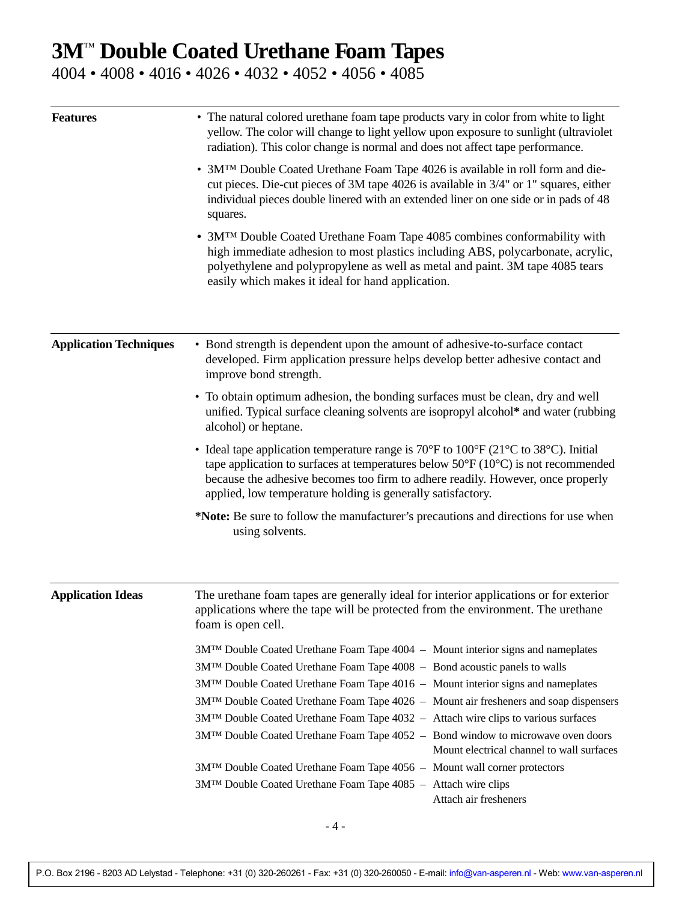# 3M™ Double Coated Urethane Foam Tapes

4004 • 4008 • 4016 • 4026 • 4032 • 4052 • 4056 • 4085

## Features

- The natural colored urethane foam tape products vary in color from white to light yellow. The color will change to light yellow upon exposure to sunlight (ultraviolet radiation). This color change is normal and does not affect tape performance.
- 3M™ Double Coated Urethane Foam Tape 4026 is available in roll form and die-cut pieces. Die-cut pieces of 3M tape 4026 is available in 3/4" or 1" squares, either individual pieces double linered with an extended liner on one side or in pads of 48 squares.
- 3M™ Double Coated Urethane Foam Tape 4085 combines conformability with high immediate adhesion to most plastics including ABS, polycarbonate, acrylic, polyethylene and polypropylene as well as metal and paint. 3M tape 4085 tears easily which makes it ideal for hand application.

## Application Techniques

- Bond strength is dependent upon the amount of adhesive-to-surface contact developed. Firm application pressure helps develop better adhesive contact and improve bond strength.
- To obtain optimum adhesion, the bonding surfaces must be clean, dry and well unified. Typical surface cleaning solvents are isopropyl alcohol* and water (rubbing alcohol) or heptane.
- Ideal tape application temperature range is 70°F to 100°F (21°C to 38°C). Initial tape application to surfaces at temperatures below 50°F (10°C) is not recommended because the adhesive becomes too firm to adhere readily. However, once properly applied, low temperature holding is generally satisfactory.

***Note:** Be sure to follow the manufacturer's precautions and directions for use when using solvents.

## Application Ideas

The urethane foam tapes are generally ideal for interior applications or for exterior applications where the tape will be protected from the environment. The urethane foam is open cell.

| Product | Application |
|---|---|
| 3M™ Double Coated Urethane Foam Tape 4004 – | Mount interior signs and nameplates |
| 3M™ Double Coated Urethane Foam Tape 4008 – | Bond acoustic panels to walls |
| 3M™ Double Coated Urethane Foam Tape 4016 – | Mount interior signs and nameplates |
| 3M™ Double Coated Urethane Foam Tape 4026 – | Mount air fresheners and soap dispensers |
| 3M™ Double Coated Urethane Foam Tape 4032 – | Attach wire clips to various surfaces |
| 3M™ Double Coated Urethane Foam Tape 4052 – | Bond window to microwave oven doors<br>Mount electrical channel to wall surfaces |
| 3M™ Double Coated Urethane Foam Tape 4056 – | Mount wall corner protectors |
| 3M™ Double Coated Urethane Foam Tape 4085 – | Attach wire clips<br>Attach air fresheners |

P.O. Box 2196 - 8203 AD Lelystad - Telephone: +31 (0) 320-260261 - Fax: +31 (0) 320-260050 - E-mail: info@van-asperen.nl - Web: www.van-asperen.nl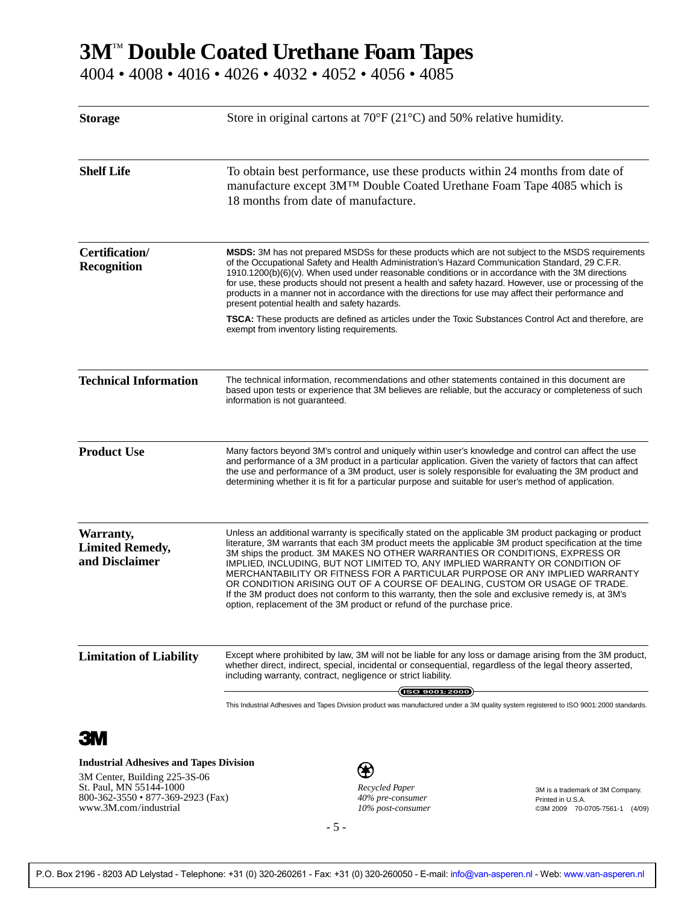# 3M™ Double Coated Urethane Foam Tapes

4004 • 4008 • 4016 • 4026 • 4032 • 4052 • 4056 • 4085

**Storage**

Store in original cartons at 70°F (21°C) and 50% relative humidity.

**Shelf Life**

To obtain best performance, use these products within 24 months from date of manufacture except 3M™ Double Coated Urethane Foam Tape 4085 which is 18 months from date of manufacture.

**Certification/ Recognition**

**MSDS:** 3M has not prepared MSDSs for these products which are not subject to the MSDS requirements of the Occupational Safety and Health Administration's Hazard Communication Standard, 29 C.F.R. 1910.1200(b)(6)(v). When used under reasonable conditions or in accordance with the 3M directions for use, these products should not present a health and safety hazard. However, use or processing of the products in a manner not in accordance with the directions for use may affect their performance and present potential health and safety hazards.

**TSCA:** These products are defined as articles under the Toxic Substances Control Act and therefore, are exempt from inventory listing requirements.

**Technical Information**

The technical information, recommendations and other statements contained in this document are based upon tests or experience that 3M believes are reliable, but the accuracy or completeness of such information is not guaranteed.

**Product Use**

Many factors beyond 3M's control and uniquely within user's knowledge and control can affect the use and performance of a 3M product in a particular application. Given the variety of factors that can affect the use and performance of a 3M product, user is solely responsible for evaluating the 3M product and determining whether it is fit for a particular purpose and suitable for user's method of application.

**Warranty, Limited Remedy, and Disclaimer**

Unless an additional warranty is specifically stated on the applicable 3M product packaging or product literature, 3M warrants that each 3M product meets the applicable 3M product specification at the time 3M ships the product. 3M MAKES NO OTHER WARRANTIES OR CONDITIONS, EXPRESS OR IMPLIED, INCLUDING, BUT NOT LIMITED TO, ANY IMPLIED WARRANTY OR CONDITION OF MERCHANTABILITY OR FITNESS FOR A PARTICULAR PURPOSE OR ANY IMPLIED WARRANTY OR CONDITION ARISING OUT OF A COURSE OF DEALING, CUSTOM OR USAGE OF TRADE. If the 3M product does not conform to this warranty, then the sole and exclusive remedy is, at 3M's option, replacement of the 3M product or refund of the purchase price.

**Limitation of Liability**

Except where prohibited by law, 3M will not be liable for any loss or damage arising from the 3M product, whether direct, indirect, special, incidental or consequential, regardless of the legal theory asserted, including warranty, contract, negligence or strict liability.

ISO 9001:2000

This Industrial Adhesives and Tapes Division product was manufactured under a 3M quality system registered to ISO 9001:2000 standards.

**3M**

**Industrial Adhesives and Tapes Division**

3M Center, Building 225-3S-06
St. Paul, MN 55144-1000
800-362-3550 • 877-369-2923 (Fax)
www.3M.com/industrial

*Recycled Paper*
*40% pre-consumer*
*10% post-consumer*

3M is a trademark of 3M Company.
Printed in U.S.A.
©3M 2009 70-0705-7561-1 (4/09)

P.O. Box 2196 - 8203 AD Lelystad - Telephone: +31 (0) 320-260261 - Fax: +31 (0) 320-260050 - E-mail: info@van-asperen.nl - Web: www.van-asperen.nl